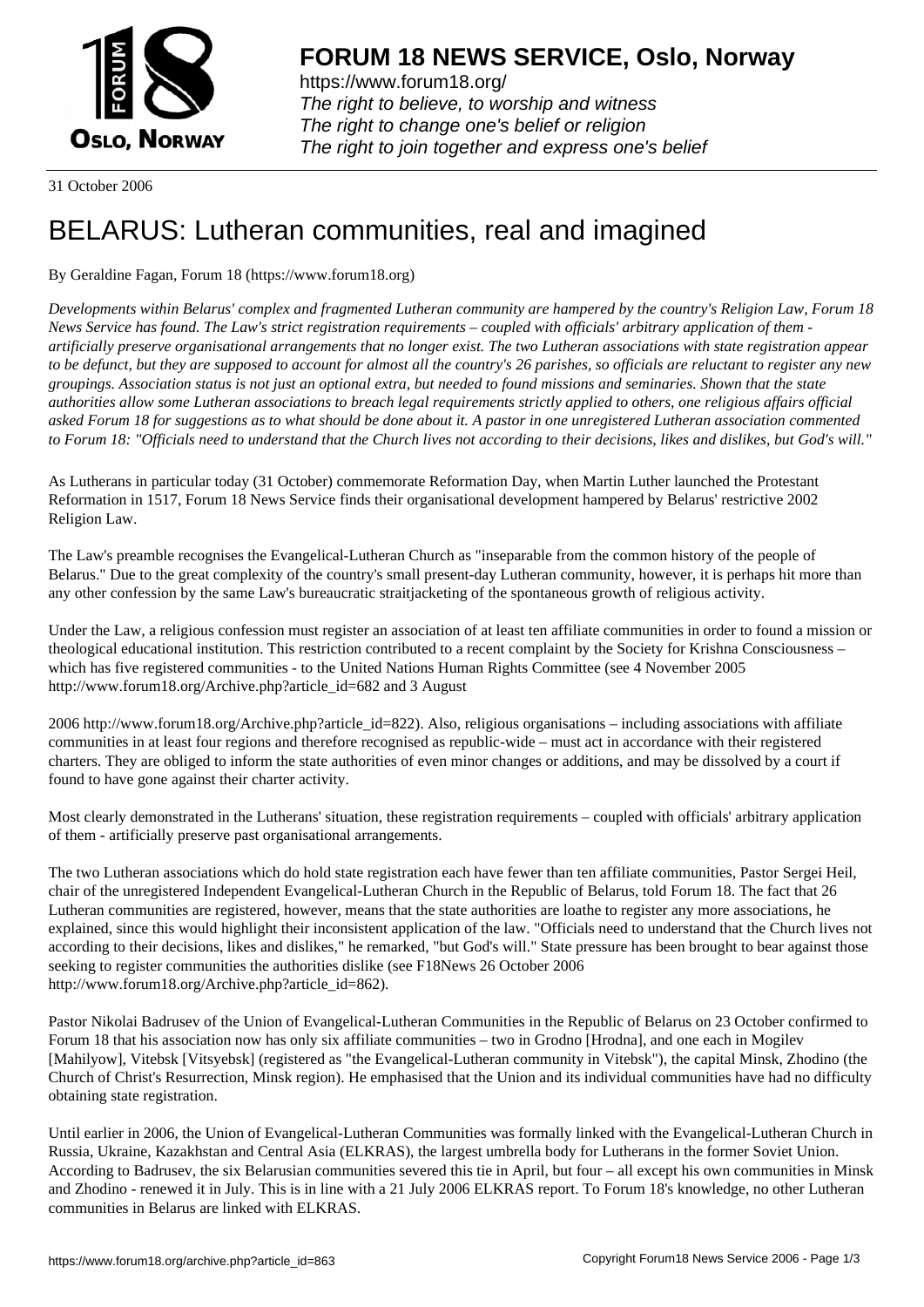# FORUM 18 NEWS SERVICE, Oslo, Norway

https://www.forum18.org/
*The right to believe, to worship and witness*
*The right to change one's belief or religion*
*The right to join together and express one's belief*

31 October 2006

# BELARUS: Lutheran communities, real and imagined

By Geraldine Fagan, Forum 18 (https://www.forum18.org)

*Developments within Belarus' complex and fragmented Lutheran community are hampered by the country's Religion Law, Forum 18 News Service has found. The Law's strict registration requirements – coupled with officials' arbitrary application of them - artificially preserve organisational arrangements that no longer exist. The two Lutheran associations with state registration appear to be defunct, but they are supposed to account for almost all the country's 26 parishes, so officials are reluctant to register any new groupings. Association status is not just an optional extra, but needed to found missions and seminaries. Shown that the state authorities allow some Lutheran associations to breach legal requirements strictly applied to others, one religious affairs official asked Forum 18 for suggestions as to what should be done about it. A pastor in one unregistered Lutheran association commented to Forum 18: "Officials need to understand that the Church lives not according to their decisions, likes and dislikes, but God's will."*

As Lutherans in particular today (31 October) commemorate Reformation Day, when Martin Luther launched the Protestant Reformation in 1517, Forum 18 News Service finds their organisational development hampered by Belarus' restrictive 2002 Religion Law.

The Law's preamble recognises the Evangelical-Lutheran Church as "inseparable from the common history of the people of Belarus." Due to the great complexity of the country's small present-day Lutheran community, however, it is perhaps hit more than any other confession by the same Law's bureaucratic straitjacketing of the spontaneous growth of religious activity.

Under the Law, a religious confession must register an association of at least ten affiliate communities in order to found a mission or theological educational institution. This restriction contributed to a recent complaint by the Society for Krishna Consciousness – which has five registered communities - to the United Nations Human Rights Committee (see 4 November 2005 http://www.forum18.org/Archive.php?article_id=682 and 3 August 2006 http://www.forum18.org/Archive.php?article_id=822). Also, religious organisations – including associations with affiliate communities in at least four regions and therefore recognised as republic-wide – must act in accordance with their registered charters. They are obliged to inform the state authorities of even minor changes or additions, and may be dissolved by a court if found to have gone against their charter activity.

Most clearly demonstrated in the Lutherans' situation, these registration requirements – coupled with officials' arbitrary application of them - artificially preserve past organisational arrangements.

The two Lutheran associations which do hold state registration each have fewer than ten affiliate communities, Pastor Sergei Heil, chair of the unregistered Independent Evangelical-Lutheran Church in the Republic of Belarus, told Forum 18. The fact that 26 Lutheran communities are registered, however, means that the state authorities are loathe to register any more associations, he explained, since this would highlight their inconsistent application of the law. "Officials need to understand that the Church lives not according to their decisions, likes and dislikes," he remarked, "but God's will." State pressure has been brought to bear against those seeking to register communities the authorities dislike (see F18News 26 October 2006 http://www.forum18.org/Archive.php?article_id=862).

Pastor Nikolai Badrusev of the Union of Evangelical-Lutheran Communities in the Republic of Belarus on 23 October confirmed to Forum 18 that his association now has only six affiliate communities – two in Grodno [Hrodna], and one each in Mogilev [Mahilyow], Vitebsk [Vitsyebsk] (registered as "the Evangelical-Lutheran community in Vitebsk"), the capital Minsk, Zhodino (the Church of Christ's Resurrection, Minsk region). He emphasised that the Union and its individual communities have had no difficulty obtaining state registration.

Until earlier in 2006, the Union of Evangelical-Lutheran Communities was formally linked with the Evangelical-Lutheran Church in Russia, Ukraine, Kazakhstan and Central Asia (ELKRAS), the largest umbrella body for Lutherans in the former Soviet Union. According to Badrusev, the six Belarusian communities severed this tie in April, but four – all except his own communities in Minsk and Zhodino - renewed it in July. This is in line with a 21 July 2006 ELKRAS report. To Forum 18's knowledge, no other Lutheran communities in Belarus are linked with ELKRAS.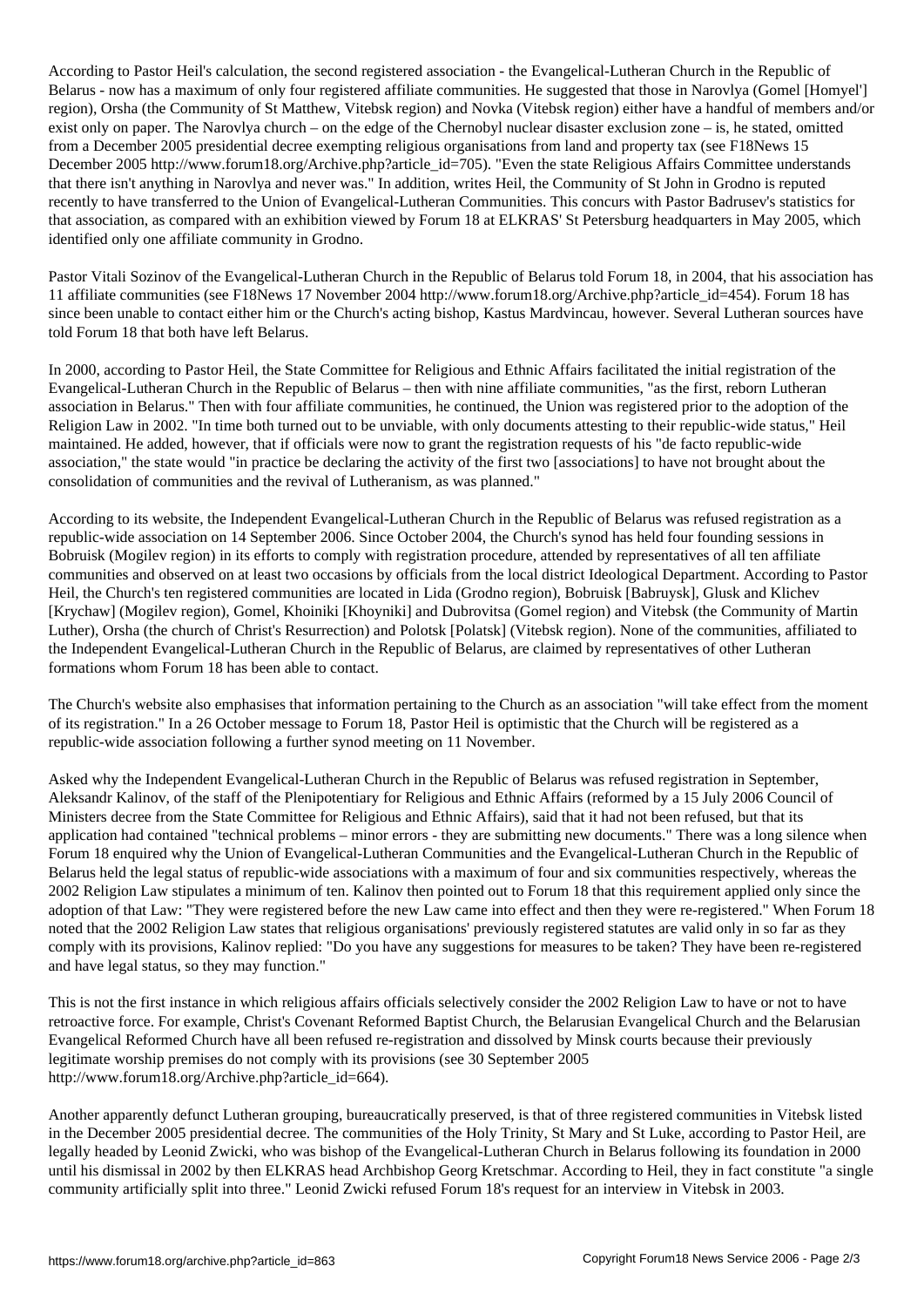According to Pastor Heil's calculation, the second registered association - the Evangelical-Lutheran Church in the Republic of Belarus - now has a maximum of only four registered affiliate communities. He suggested that those in Narovlya (Gomel [Homyel'] region), Orsha (the Community of St Matthew, Vitebsk region) and Novka (Vitebsk region) either have a handful of members and/or exist only on paper. The Narovlya church – on the edge of the Chernobyl nuclear disaster exclusion zone – is, he stated, omitted from a December 2005 presidential decree exempting religious organisations from land and property tax (see F18News 15 December 2005 http://www.forum18.org/Archive.php?article_id=705). "Even the state Religious Affairs Committee understands that there isn't anything in Narovlya and never was." In addition, writes Heil, the Community of St John in Grodno is reputed recently to have transferred to the Union of Evangelical-Lutheran Communities. This concurs with Pastor Badrusev's statistics for that association, as compared with an exhibition viewed by Forum 18 at ELKRAS' St Petersburg headquarters in May 2005, which identified only one affiliate community in Grodno.

Pastor Vitali Sozinov of the Evangelical-Lutheran Church in the Republic of Belarus told Forum 18, in 2004, that his association has 11 affiliate communities (see F18News 17 November 2004 http://www.forum18.org/Archive.php?article_id=454). Forum 18 has since been unable to contact either him or the Church's acting bishop, Kastus Mardvincau, however. Several Lutheran sources have told Forum 18 that both have left Belarus.

In 2000, according to Pastor Heil, the State Committee for Religious and Ethnic Affairs facilitated the initial registration of the Evangelical-Lutheran Church in the Republic of Belarus – then with nine affiliate communities, "as the first, reborn Lutheran association in Belarus." Then with four affiliate communities, he continued, the Union was registered prior to the adoption of the Religion Law in 2002. "In time both turned out to be unviable, with only documents attesting to their republic-wide status," Heil maintained. He added, however, that if officials were now to grant the registration requests of his "de facto republic-wide association," the state would "in practice be declaring the activity of the first two [associations] to have not brought about the consolidation of communities and the revival of Lutheranism, as was planned."

According to its website, the Independent Evangelical-Lutheran Church in the Republic of Belarus was refused registration as a republic-wide association on 14 September 2006. Since October 2004, the Church's synod has held four founding sessions in Bobruisk (Mogilev region) in its efforts to comply with registration procedure, attended by representatives of all ten affiliate communities and observed on at least two occasions by officials from the local district Ideological Department. According to Pastor Heil, the Church's ten registered communities are located in Lida (Grodno region), Bobruisk [Babruysk], Glusk and Klichev [Krychaw] (Mogilev region), Gomel, Khoiniki [Khoyniki] and Dubrovitsa (Gomel region) and Vitebsk (the Community of Martin Luther), Orsha (the church of Christ's Resurrection) and Polotsk [Polatsk] (Vitebsk region). None of the communities, affiliated to the Independent Evangelical-Lutheran Church in the Republic of Belarus, are claimed by representatives of other Lutheran formations whom Forum 18 has been able to contact.

The Church's website also emphasises that information pertaining to the Church as an association "will take effect from the moment of its registration." In a 26 October message to Forum 18, Pastor Heil is optimistic that the Church will be registered as a republic-wide association following a further synod meeting on 11 November.

Asked why the Independent Evangelical-Lutheran Church in the Republic of Belarus was refused registration in September, Aleksandr Kalinov, of the staff of the Plenipotentiary for Religious and Ethnic Affairs (reformed by a 15 July 2006 Council of Ministers decree from the State Committee for Religious and Ethnic Affairs), said that it had not been refused, but that its application had contained "technical problems – minor errors - they are submitting new documents." There was a long silence when Forum 18 enquired why the Union of Evangelical-Lutheran Communities and the Evangelical-Lutheran Church in the Republic of Belarus held the legal status of republic-wide associations with a maximum of four and six communities respectively, whereas the 2002 Religion Law stipulates a minimum of ten. Kalinov then pointed out to Forum 18 that this requirement applied only since the adoption of that Law: "They were registered before the new Law came into effect and then they were re-registered." When Forum 18 noted that the 2002 Religion Law states that religious organisations' previously registered statutes are valid only in so far as they comply with its provisions, Kalinov replied: "Do you have any suggestions for measures to be taken? They have been re-registered and have legal status, so they may function."

This is not the first instance in which religious affairs officials selectively consider the 2002 Religion Law to have or not to have retroactive force. For example, Christ's Covenant Reformed Baptist Church, the Belarusian Evangelical Church and the Belarusian Evangelical Reformed Church have all been refused re-registration and dissolved by Minsk courts because their previously legitimate worship premises do not comply with its provisions (see 30 September 2005 http://www.forum18.org/Archive.php?article_id=664).

Another apparently defunct Lutheran grouping, bureaucratically preserved, is that of three registered communities in Vitebsk listed in the December 2005 presidential decree. The communities of the Holy Trinity, St Mary and St Luke, according to Pastor Heil, are legally headed by Leonid Zwicki, who was bishop of the Evangelical-Lutheran Church in Belarus following its foundation in 2000 until his dismissal in 2002 by then ELKRAS head Archbishop Georg Kretschmar. According to Heil, they in fact constitute "a single community artificially split into three." Leonid Zwicki refused Forum 18's request for an interview in Vitebsk in 2003.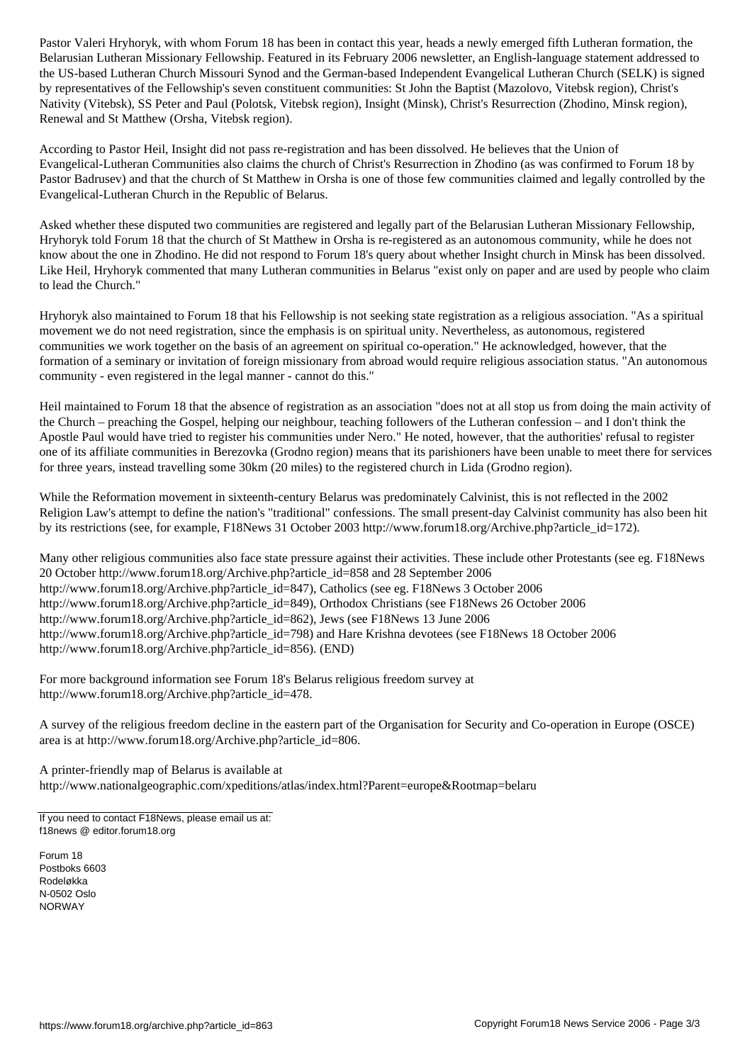Pastor Valeri Hryhoryk, with whom Forum 18 has been in contact this year, heads a newly emerged fifth Lutheran formation, the Belarusian Lutheran Missionary Fellowship. Featured in its February 2006 newsletter, an English-language statement addressed to the US-based Lutheran Church Missouri Synod and the German-based Independent Evangelical Lutheran Church (SELK) is signed by representatives of the Fellowship's seven constituent communities: St John the Baptist (Mazolovo, Vitebsk region), Christ's Nativity (Vitebsk), SS Peter and Paul (Polotsk, Vitebsk region), Insight (Minsk), Christ's Resurrection (Zhodino, Minsk region), Renewal and St Matthew (Orsha, Vitebsk region).

According to Pastor Heil, Insight did not pass re-registration and has been dissolved. He believes that the Union of Evangelical-Lutheran Communities also claims the church of Christ's Resurrection in Zhodino (as was confirmed to Forum 18 by Pastor Badrusev) and that the church of St Matthew in Orsha is one of those few communities claimed and legally controlled by the Evangelical-Lutheran Church in the Republic of Belarus.

Asked whether these disputed two communities are registered and legally part of the Belarusian Lutheran Missionary Fellowship, Hryhoryk told Forum 18 that the church of St Matthew in Orsha is re-registered as an autonomous community, while he does not know about the one in Zhodino. He did not respond to Forum 18's query about whether Insight church in Minsk has been dissolved. Like Heil, Hryhoryk commented that many Lutheran communities in Belarus "exist only on paper and are used by people who claim to lead the Church."

Hryhoryk also maintained to Forum 18 that his Fellowship is not seeking state registration as a religious association. "As a spiritual movement we do not need registration, since the emphasis is on spiritual unity. Nevertheless, as autonomous, registered communities we work together on the basis of an agreement on spiritual co-operation." He acknowledged, however, that the formation of a seminary or invitation of foreign missionary from abroad would require religious association status. "An autonomous community - even registered in the legal manner - cannot do this."

Heil maintained to Forum 18 that the absence of registration as an association "does not at all stop us from doing the main activity of the Church – preaching the Gospel, helping our neighbour, teaching followers of the Lutheran confession – and I don't think the Apostle Paul would have tried to register his communities under Nero." He noted, however, that the authorities' refusal to register one of its affiliate communities in Berezovka (Grodno region) means that its parishioners have been unable to meet there for services for three years, instead travelling some 30km (20 miles) to the registered church in Lida (Grodno region).

While the Reformation movement in sixteenth-century Belarus was predominately Calvinist, this is not reflected in the 2002 Religion Law's attempt to define the nation's "traditional" confessions. The small present-day Calvinist community has also been hit by its restrictions (see, for example, F18News 31 October 2003 http://www.forum18.org/Archive.php?article_id=172).

Many other religious communities also face state pressure against their activities. These include other Protestants (see eg. F18News 20 October http://www.forum18.org/Archive.php?article_id=858 and 28 September 2006 http://www.forum18.org/Archive.php?article_id=847), Catholics (see eg. F18News 3 October 2006 http://www.forum18.org/Archive.php?article_id=849), Orthodox Christians (see F18News 26 October 2006 http://www.forum18.org/Archive.php?article_id=862), Jews (see F18News 13 June 2006 http://www.forum18.org/Archive.php?article_id=798) and Hare Krishna devotees (see F18News 18 October 2006 http://www.forum18.org/Archive.php?article_id=856). (END)

For more background information see Forum 18's Belarus religious freedom survey at http://www.forum18.org/Archive.php?article_id=478.

A survey of the religious freedom decline in the eastern part of the Organisation for Security and Co-operation in Europe (OSCE) area is at http://www.forum18.org/Archive.php?article_id=806.

A printer-friendly map of Belarus is available at http://www.nationalgeographic.com/xpeditions/atlas/index.html?Parent=europe&Rootmap=belaru

If you need to contact F18News, please email us at:
f18news @ editor.forum18.org

Forum 18
Postboks 6603
Rodeløkka
N-0502 Oslo
NORWAY